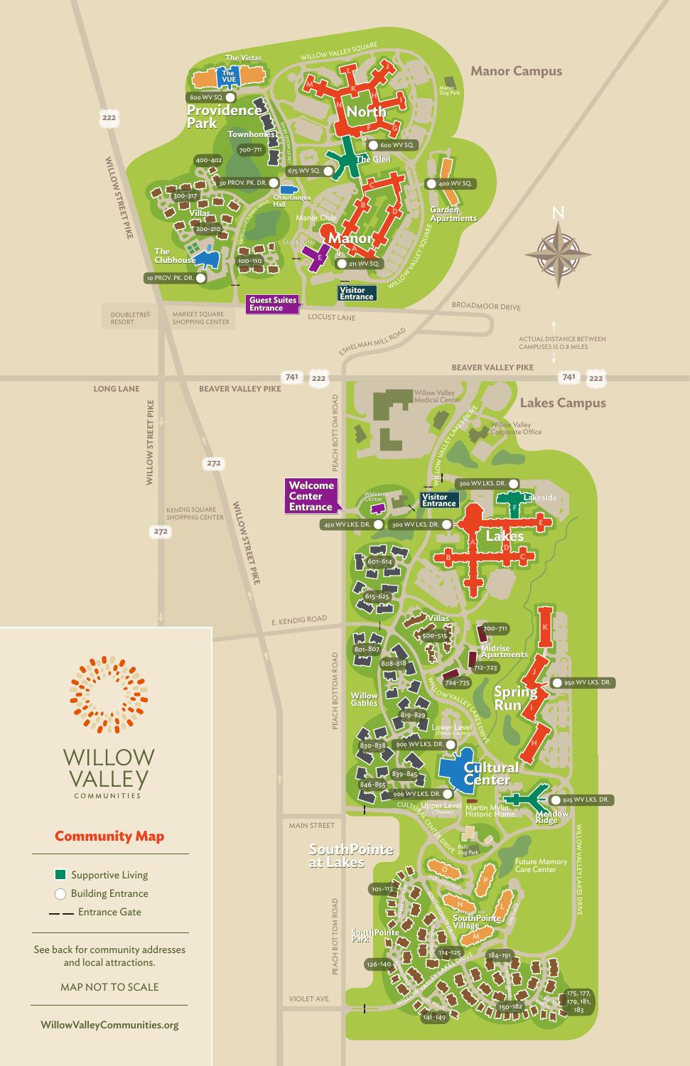# WILLOW VALLEY COMMUNITIES

## Community Map

- Supportive Living
- Building Entrance
- Entrance Gate

See back for community addresses and local attractions.

MAP NOT TO SCALE

WillowValleyCommunities.org

### Manor Campus

The Vistas, The VUE, 800 WV SQ., Providence Park, Townhomes, 700-711, 400-402, 30 PROV. PK. DR., 300-317, Villas, 200-210, The Clubhouse, 100-110, 10 PROV. PK. DR., North, 600 WV SQ., 675 WV SQ., The Glen, Chautauqua Hall, Manor Club, Guest Suites, Manor, 211 WV SQ., 400 WV SQ., Garden Apartments, Manor Dog Park, Guest Suites Entrance, Visitor Entrance, Willow Valley Square, Locust Lane, Broadmoor Drive, Eshelman Mill Road, Doubletree Resort, Market Square Shopping Center

ACTUAL DISTANCE BETWEEN CAMPUSES IS 0.8 MILES

### Lakes Campus

Willow Valley Medical Center, Willow Valley Corporate Office, Welcome Center Entrance, Visitor Entrance, 450 WV LKS. DR., 300 WV LKS. DR., Lakeside, Lakes, 601-614, 615-625, Villas, 500-515, 700-711, Midrise Apartments, 712-723, 724-735, 801-807, 808-818, Willow Gables, 819-829, 830-838, 839-845, 846-855, 900 WV LKS. DR., Lower Level (Fitness Center), Upper Level (Theater), Spring Run, 950 WV LKS. DR., Cultural Center, Martin Mylin Historic Home, Meadow Ridge, 925 WV LKS. DR., Balti Dog Park, Future Memory Care Center

### SouthPointe at Lakes

SouthPointe Village, SouthPointe Park, 101-113, 114-125, 126-140, 141-149, 150-182, 184-191, 175, 177, 179, 181, 183

Roads: Willow Street Pike, Beaver Valley Pike, Long Lane, Peach Bottom Road, E. Kendig Road, Main Street, Violet Ave., Willow Valley Lakes Drive, Cultural Center Drive, Kendig Square Shopping Center, Routes 222, 272, 741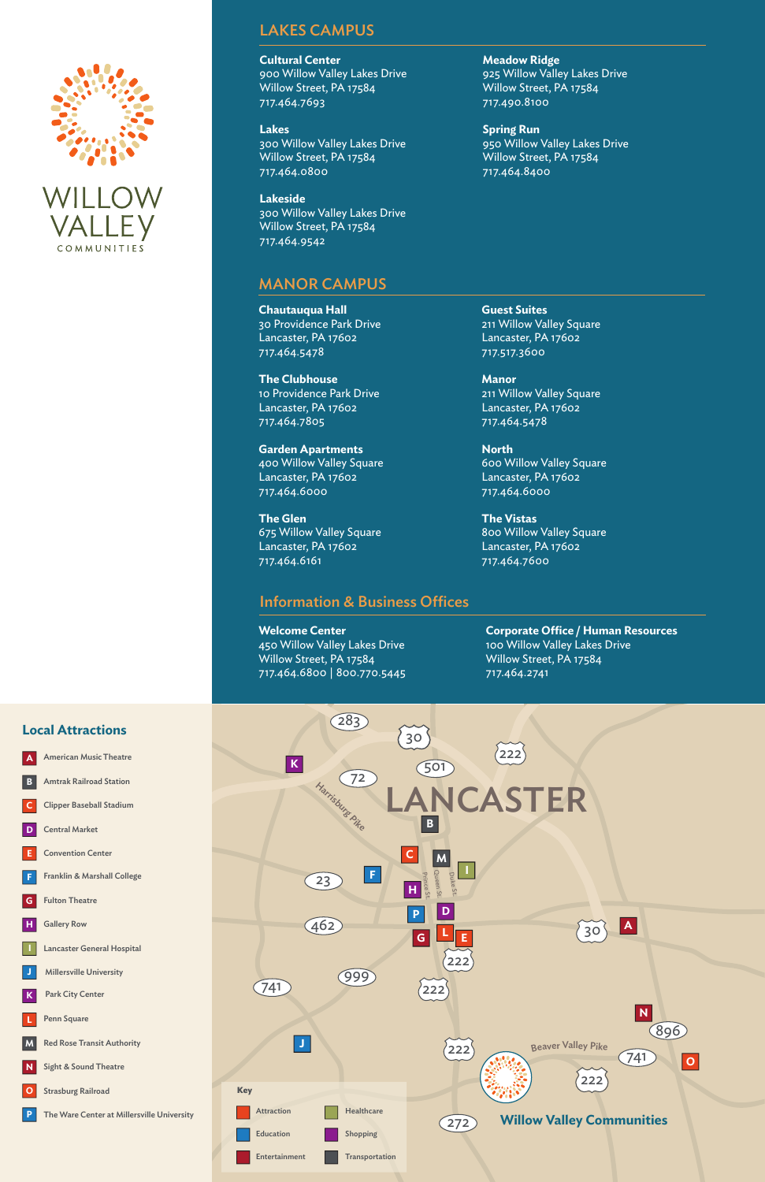WILLOW VALLEY
COMMUNITIES

## LAKES CAMPUS

**Cultural Center**
900 Willow Valley Lakes Drive
Willow Street, PA 17584
717.464.7693

**Lakes**
300 Willow Valley Lakes Drive
Willow Street, PA 17584
717.464.0800

**Lakeside**
300 Willow Valley Lakes Drive
Willow Street, PA 17584
717.464.9542

**Meadow Ridge**
925 Willow Valley Lakes Drive
Willow Street, PA 17584
717.490.8100

**Spring Run**
950 Willow Valley Lakes Drive
Willow Street, PA 17584
717.464.8400

## MANOR CAMPUS

**Chautauqua Hall**
30 Providence Park Drive
Lancaster, PA 17602
717.464.5478

**The Clubhouse**
10 Providence Park Drive
Lancaster, PA 17602
717.464.7805

**Garden Apartments**
400 Willow Valley Square
Lancaster, PA 17602
717.464.6000

**The Glen**
675 Willow Valley Square
Lancaster, PA 17602
717.464.6161

**Guest Suites**
211 Willow Valley Square
Lancaster, PA 17602
717.517.3600

**Manor**
211 Willow Valley Square
Lancaster, PA 17602
717.464.5478

**North**
600 Willow Valley Square
Lancaster, PA 17602
717.464.6000

**The Vistas**
800 Willow Valley Square
Lancaster, PA 17602
717.464.7600

## Information & Business Offices

**Welcome Center**
450 Willow Valley Lakes Drive
Willow Street, PA 17584
717.464.6800 | 800.770.5445

**Corporate Office / Human Resources**
100 Willow Valley Lakes Drive
Willow Street, PA 17584
717.464.2741

## Local Attractions

- A American Music Theatre
- B Amtrak Railroad Station
- C Clipper Baseball Stadium
- D Central Market
- E Convention Center
- F Franklin & Marshall College
- G Fulton Theatre
- H Gallery Row
- I Lancaster General Hospital
- J Millersville University
- K Park City Center
- L Penn Square
- M Red Rose Transit Authority
- N Sight & Sound Theatre
- O Strasburg Railroad
- P The Ware Center at Millersville University

LANCASTER

283, 30, 222, 501, 72, Harrisburg Pike, Prince St., Queen St., Duke St., 23, 462, 30, 999, 741, 222, 222, 222, 896, 741, Beaver Valley Pike, 222, 272

Willow Valley Communities

Key
- Attraction
- Healthcare
- Education
- Shopping
- Entertainment
- Transportation